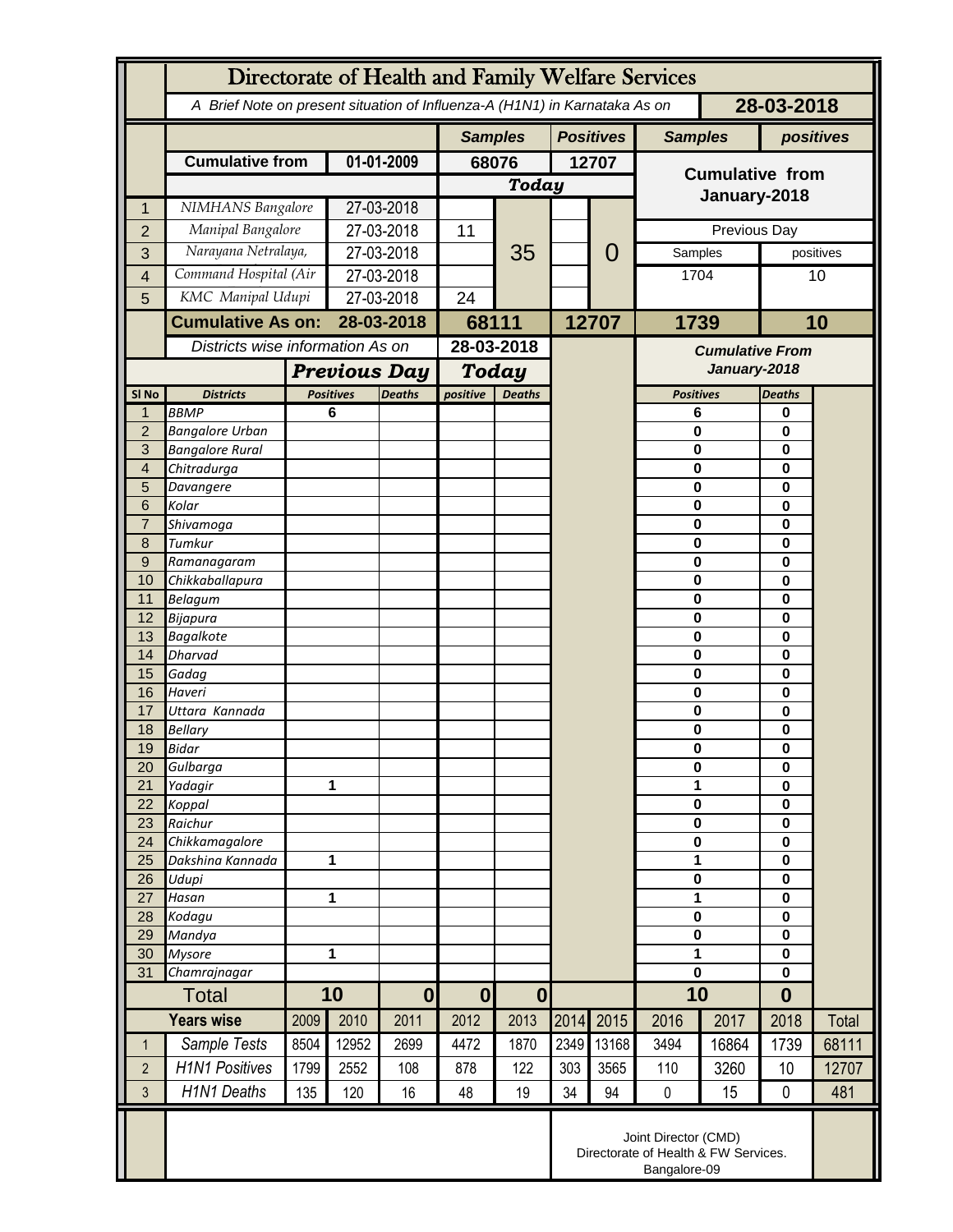# Directorate of Health and Family Welfare Services

A Brief Note on present situation of Influenza-A (H1N1) in Karnataka As on **28-03-2018**

| | | | Samples | Positives | Samples | positives |
|---|---|---|---|---|---|---|
| | **Cumulative from** | **01-01-2009** | **68076** | **12707** | **Cumulative from January-2018** | |
| | | | ***Today*** | | | |
| 1 | NIMHANS Bangalore | 27-03-2018 | | | | |
| 2 | Manipal Bangalore | 27-03-2018 | 11 | | Previous Day | |
| 3 | Narayana Netralaya, | 27-03-2018 | 35 | 0 | Samples | positives |
| 4 | Command Hospital (Air | 27-03-2018 | | | 1704 | 10 |
| 5 | KMC Manipal Udupi | 27-03-2018 | 24 | | | |
| | **Cumulative As on:** | **28-03-2018** | **68111** | **12707** | **1739** | **10** |

Districts wise information As on **28-03-2018**

| Sl No | Districts | Previous Day Positives | Previous Day Deaths | Today positive | Today Deaths | Cumulative From January-2018 Positives | Cumulative From January-2018 Deaths |
|---|---|---|---|---|---|---|---|
| 1 | BBMP | 6 | | | | 6 | 0 |
| 2 | Bangalore Urban | | | | | 0 | 0 |
| 3 | Bangalore Rural | | | | | 0 | 0 |
| 4 | Chitradurga | | | | | 0 | 0 |
| 5 | Davangere | | | | | 0 | 0 |
| 6 | Kolar | | | | | 0 | 0 |
| 7 | Shivamoga | | | | | 0 | 0 |
| 8 | Tumkur | | | | | 0 | 0 |
| 9 | Ramanagaram | | | | | 0 | 0 |
| 10 | Chikkaballapura | | | | | 0 | 0 |
| 11 | Belagum | | | | | 0 | 0 |
| 12 | Bijapura | | | | | 0 | 0 |
| 13 | Bagalkote | | | | | 0 | 0 |
| 14 | Dharvad | | | | | 0 | 0 |
| 15 | Gadag | | | | | 0 | 0 |
| 16 | Haveri | | | | | 0 | 0 |
| 17 | Uttara Kannada | | | | | 0 | 0 |
| 18 | Bellary | | | | | 0 | 0 |
| 19 | Bidar | | | | | 0 | 0 |
| 20 | Gulbarga | | | | | 0 | 0 |
| 21 | Yadagir | 1 | | | | 1 | 0 |
| 22 | Koppal | | | | | 0 | 0 |
| 23 | Raichur | | | | | 0 | 0 |
| 24 | Chikkamagalore | | | | | 0 | 0 |
| 25 | Dakshina Kannada | 1 | | | | 1 | 0 |
| 26 | Udupi | | | | | 0 | 0 |
| 27 | Hasan | 1 | | | | 1 | 0 |
| 28 | Kodagu | | | | | 0 | 0 |
| 29 | Mandya | | | | | 0 | 0 |
| 30 | Mysore | 1 | | | | 1 | 0 |
| 31 | Chamrajnagar | | | | | 0 | 0 |
| | **Total** | **10** | **0** | **0** | **0** | **10** | **0** |

| | Years wise | 2009 | 2010 | 2011 | 2012 | 2013 | 2014 | 2015 | 2016 | 2017 | 2018 | Total |
|---|---|---|---|---|---|---|---|---|---|---|---|---|
| 1 | Sample Tests | 8504 | 12952 | 2699 | 4472 | 1870 | 2349 | 13168 | 3494 | 16864 | 1739 | 68111 |
| 2 | H1N1 Positives | 1799 | 2552 | 108 | 878 | 122 | 303 | 3565 | 110 | 3260 | 10 | 12707 |
| 3 | H1N1 Deaths | 135 | 120 | 16 | 48 | 19 | 34 | 94 | 0 | 15 | 0 | 481 |

Joint Director (CMD)
Directorate of Health & FW Services.
Bangalore-09